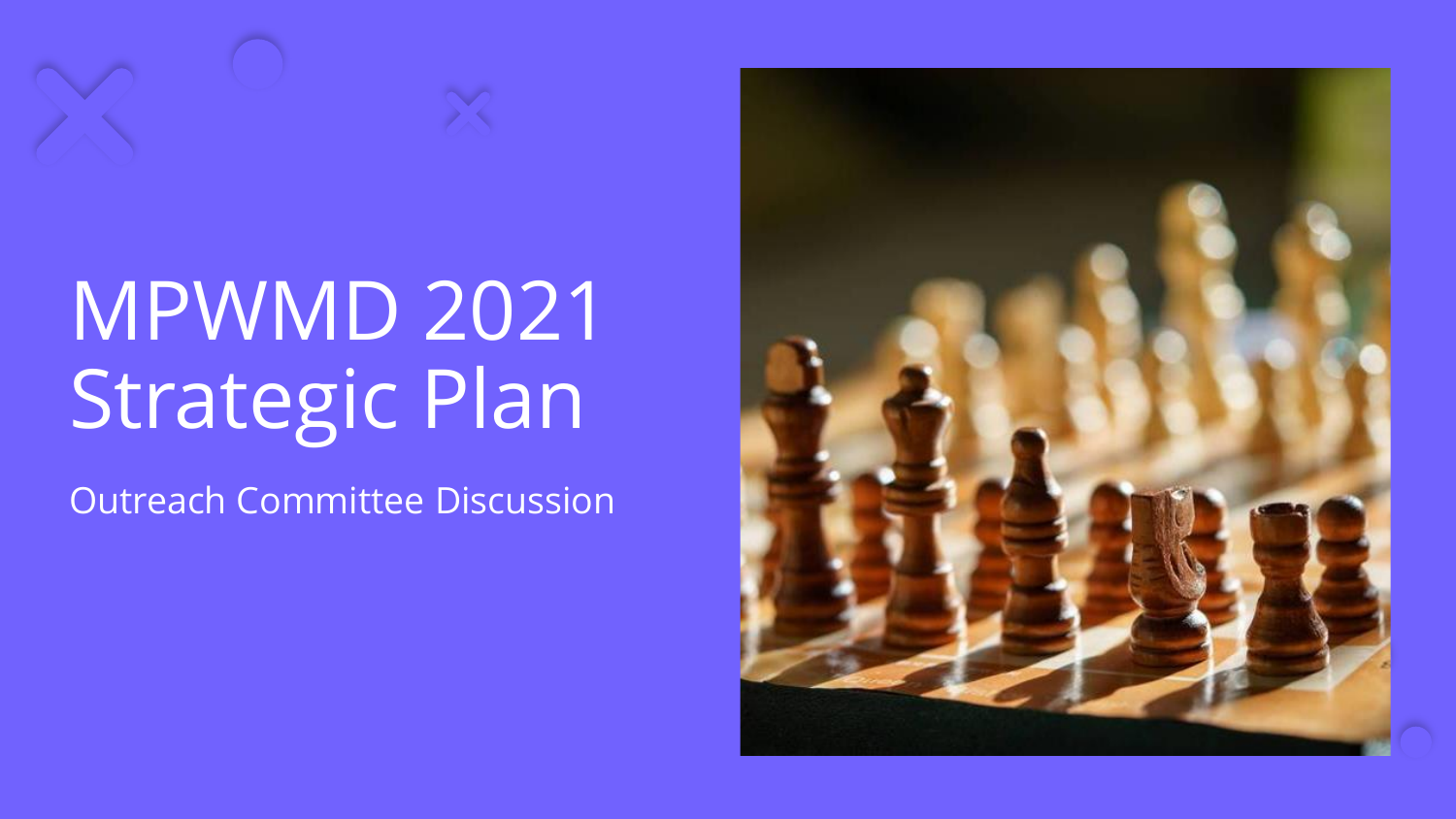# MPWMD 2021 Strategic Plan

Outreach Committee Discussion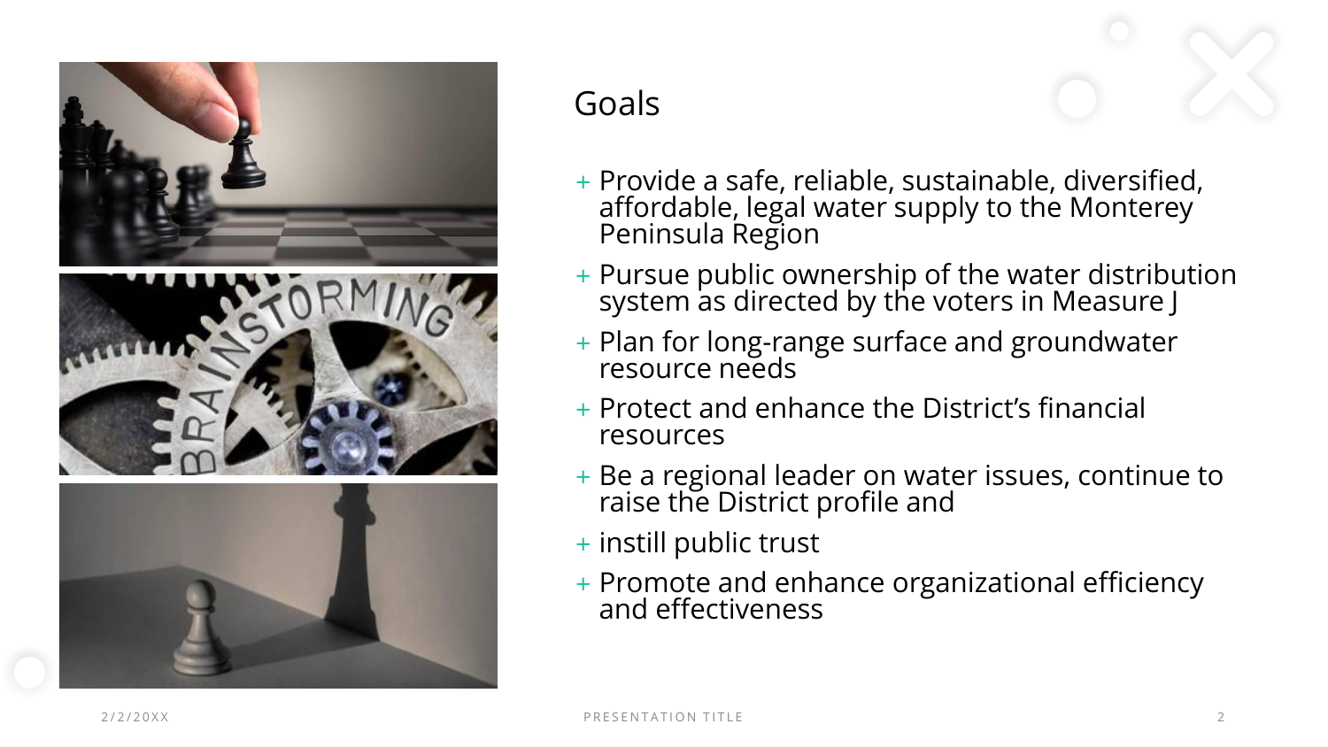# Goals

+ Provide a safe, reliable, sustainable, diversified, affordable, legal water supply to the Monterey Peninsula Region
+ Pursue public ownership of the water distribution system as directed by the voters in Measure J
+ Plan for long-range surface and groundwater resource needs
+ Protect and enhance the District's financial resources
+ Be a regional leader on water issues, continue to raise the District profile and
+ instill public trust
+ Promote and enhance organizational efficiency and effectiveness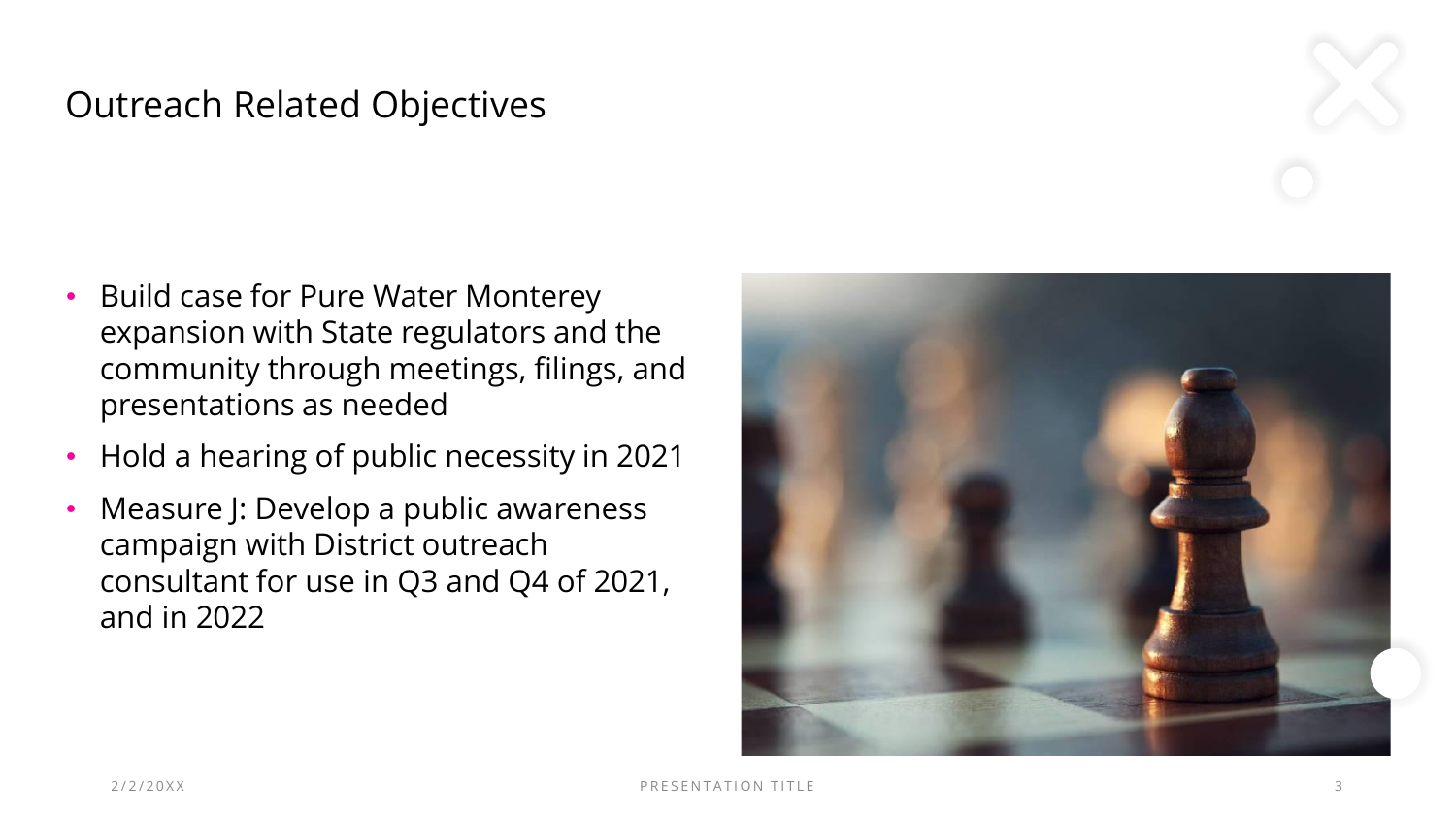# Outreach Related Objectives

- Build case for Pure Water Monterey expansion with State regulators and the community through meetings, filings, and presentations as needed
- Hold a hearing of public necessity in 2021
- Measure J: Develop a public awareness campaign with District outreach consultant for use in Q3 and Q4 of 2021, and in 2022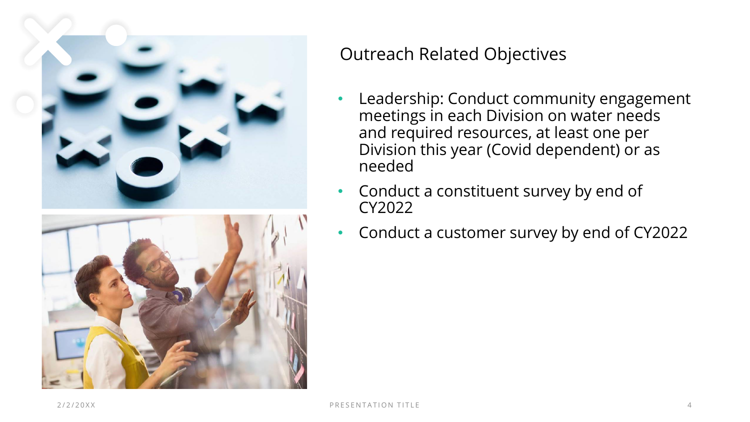## Outreach Related Objectives

- Leadership: Conduct community engagement meetings in each Division on water needs and required resources, at least one per Division this year (Covid dependent) or as needed
- Conduct a constituent survey by end of CY2022
- Conduct a customer survey by end of CY2022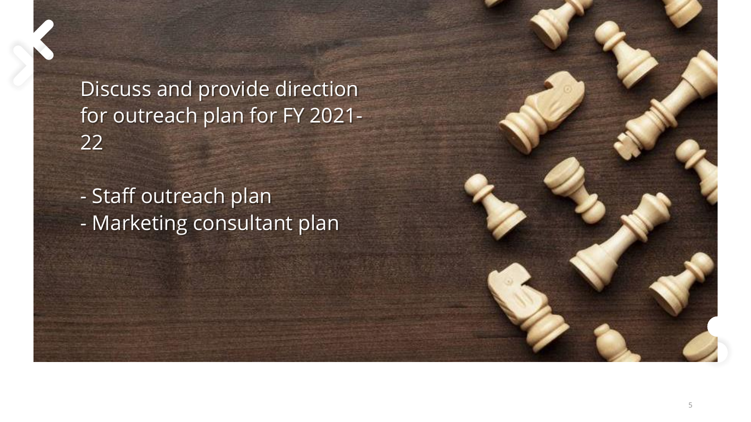Discuss and provide direction for outreach plan for FY 2021-22

- Staff outreach plan
- Marketing consultant plan